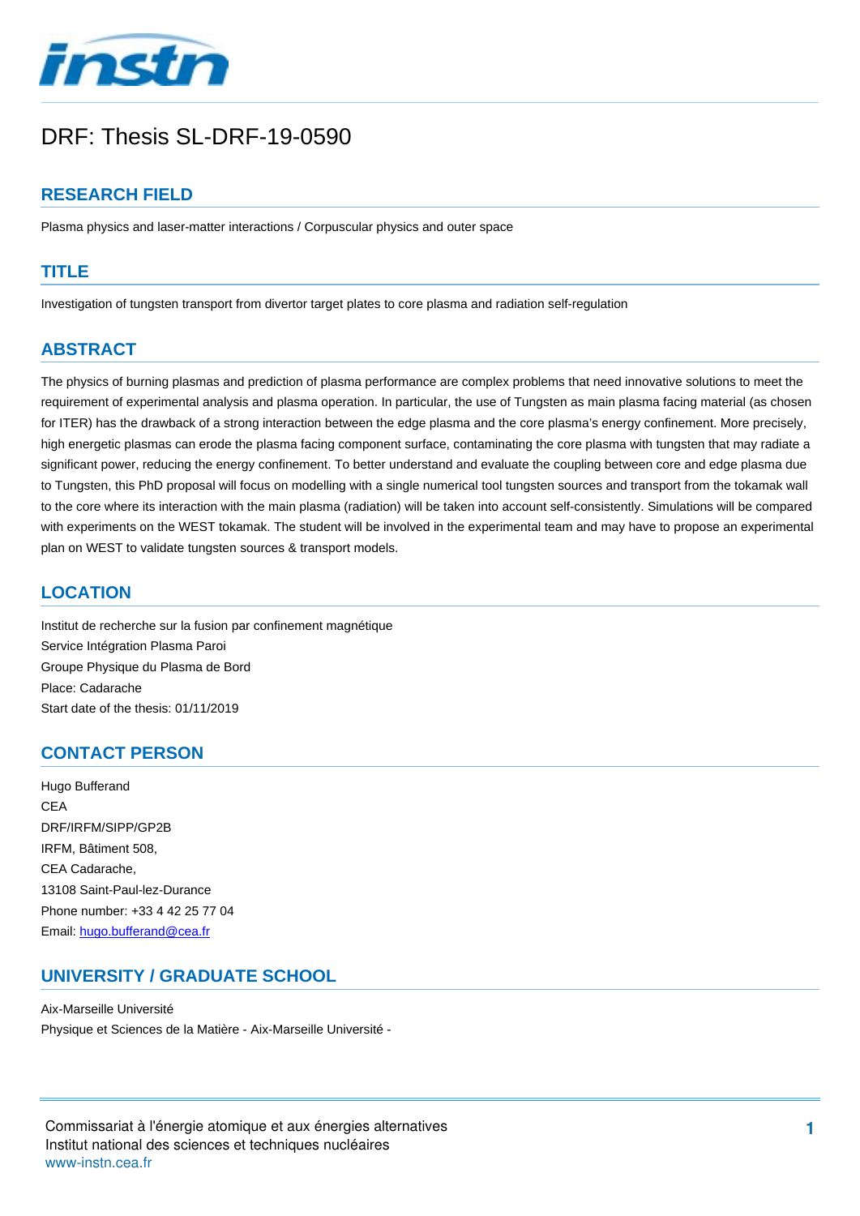# DRF: Thesis SL-DRF-19-0590

## RESEARCH FIELD

Plasma physics and laser-matter interactions / Corpuscular physics and outer space

## TITLE

Investigation of tungsten transport from divertor target plates to core plasma and radiation self-regulation

## ABSTRACT

The physics of burning plasmas and prediction of plasma performance are complex problems that need innovative solutions to meet the requirement of experimental analysis and plasma operation. In particular, the use of Tungsten as main plasma facing material (as chosen for ITER) has the drawback of a strong interaction between the edge plasma and the core plasma's energy confinement. More precisely, high energetic plasmas can erode the plasma facing component surface, contaminating the core plasma with tungsten that may radiate a significant power, reducing the energy confinement. To better understand and evaluate the coupling between core and edge plasma due to Tungsten, this PhD proposal will focus on modelling with a single numerical tool tungsten sources and transport from the tokamak wall to the core where its interaction with the main plasma (radiation) will be taken into account self-consistently. Simulations will be compared with experiments on the WEST tokamak. The student will be involved in the experimental team and may have to propose an experimental plan on WEST to validate tungsten sources & transport models.

## LOCATION

Institut de recherche sur la fusion par confinement magnétique
Service Intégration Plasma Paroi
Groupe Physique du Plasma de Bord
Place: Cadarache
Start date of the thesis: 01/11/2019

## CONTACT PERSON

Hugo Bufferand
CEA
DRF/IRFM/SIPP/GP2B
IRFM, Bâtiment 508,
CEA Cadarache,
13108 Saint-Paul-lez-Durance
Phone number: +33 4 42 25 77 04
Email: hugo.bufferand@cea.fr

## UNIVERSITY / GRADUATE SCHOOL

Aix-Marseille Université
Physique et Sciences de la Matière - Aix-Marseille Université -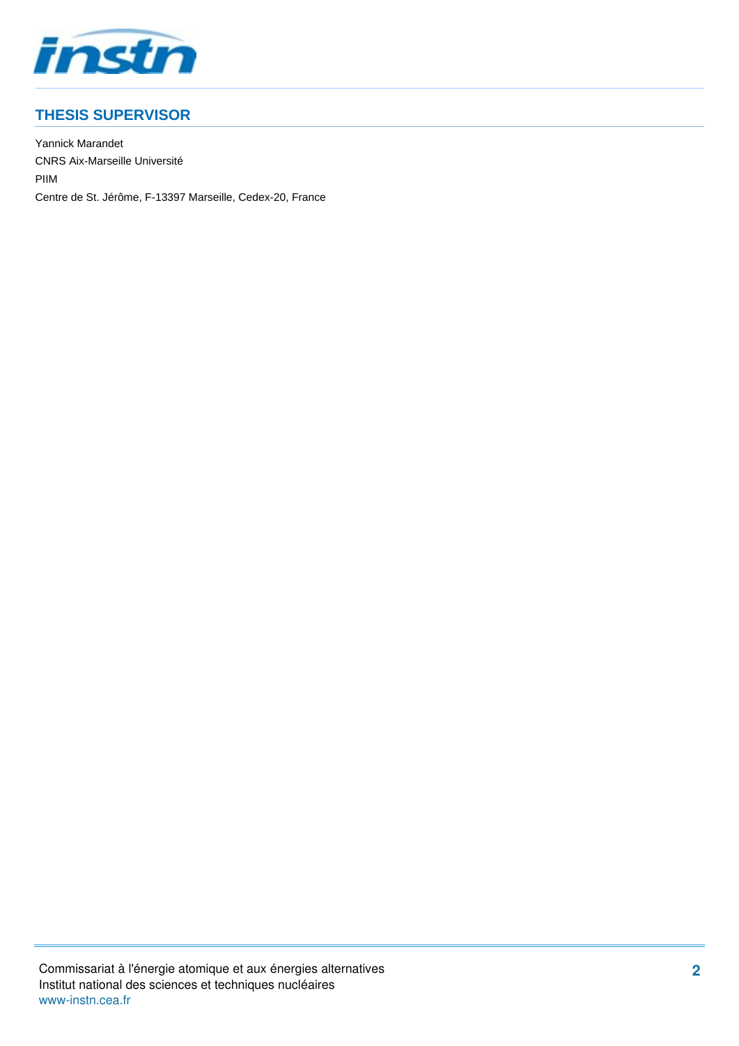## THESIS SUPERVISOR

Yannick Marandet
CNRS Aix-Marseille Université
PIIM
Centre de St. Jérôme, F-13397 Marseille, Cedex-20, France